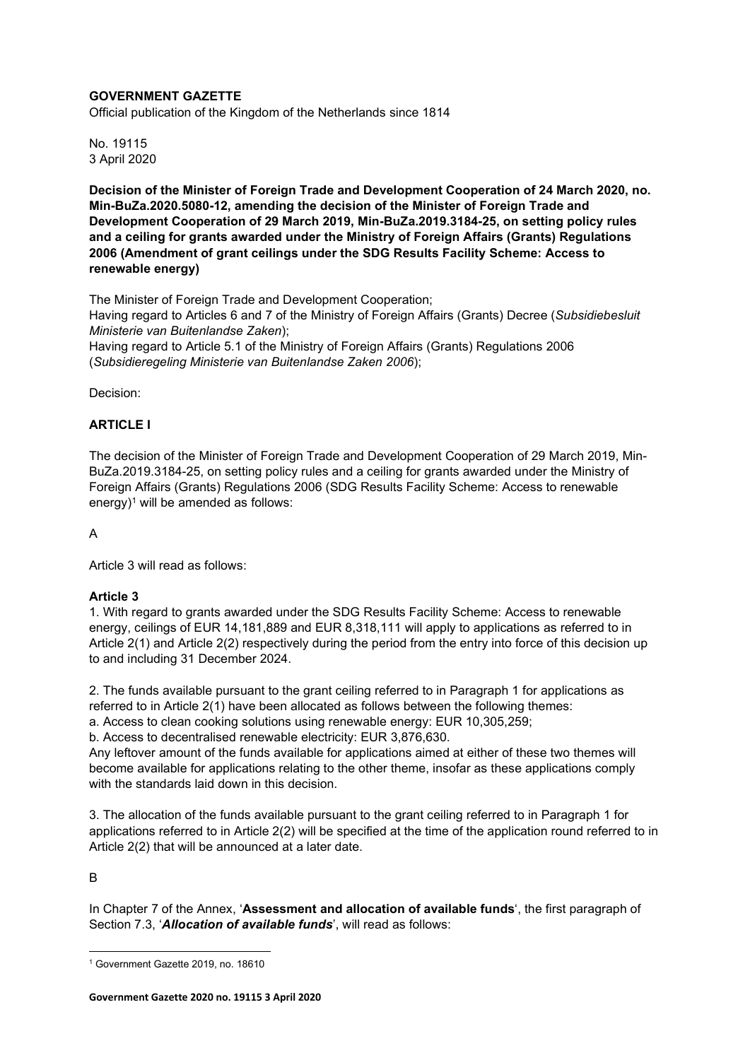**GOVERNMENT GAZETTE**
Official publication of the Kingdom of the Netherlands since 1814

No. 19115
3 April 2020

**Decision of the Minister of Foreign Trade and Development Cooperation of 24 March 2020, no. Min-BuZa.2020.5080-12, amending the decision of the Minister of Foreign Trade and Development Cooperation of 29 March 2019, Min-BuZa.2019.3184-25, on setting policy rules and a ceiling for grants awarded under the Ministry of Foreign Affairs (Grants) Regulations 2006 (Amendment of grant ceilings under the SDG Results Facility Scheme: Access to renewable energy)**

The Minister of Foreign Trade and Development Cooperation;
Having regard to Articles 6 and 7 of the Ministry of Foreign Affairs (Grants) Decree (*Subsidiebesluit Ministerie van Buitenlandse Zaken*);
Having regard to Article 5.1 of the Ministry of Foreign Affairs (Grants) Regulations 2006 (*Subsidieregeling Ministerie van Buitenlandse Zaken 2006*);

Decision:

**ARTICLE I**

The decision of the Minister of Foreign Trade and Development Cooperation of 29 March 2019, Min-BuZa.2019.3184-25, on setting policy rules and a ceiling for grants awarded under the Ministry of Foreign Affairs (Grants) Regulations 2006 (SDG Results Facility Scheme: Access to renewable energy)[1] will be amended as follows:

A

Article 3 will read as follows:

**Article 3**
1. With regard to grants awarded under the SDG Results Facility Scheme: Access to renewable energy, ceilings of EUR 14,181,889 and EUR 8,318,111 will apply to applications as referred to in Article 2(1) and Article 2(2) respectively during the period from the entry into force of this decision up to and including 31 December 2024.

2. The funds available pursuant to the grant ceiling referred to in Paragraph 1 for applications as referred to in Article 2(1) have been allocated as follows between the following themes:
a. Access to clean cooking solutions using renewable energy: EUR 10,305,259;
b. Access to decentralised renewable electricity: EUR 3,876,630.
Any leftover amount of the funds available for applications aimed at either of these two themes will become available for applications relating to the other theme, insofar as these applications comply with the standards laid down in this decision.

3. The allocation of the funds available pursuant to the grant ceiling referred to in Paragraph 1 for applications referred to in Article 2(2) will be specified at the time of the application round referred to in Article 2(2) that will be announced at a later date.

B

In Chapter 7 of the Annex, '**Assessment and allocation of available funds**', the first paragraph of Section 7.3, '***Allocation of available funds***', will read as follows:

[1] Government Gazette 2019, no. 18610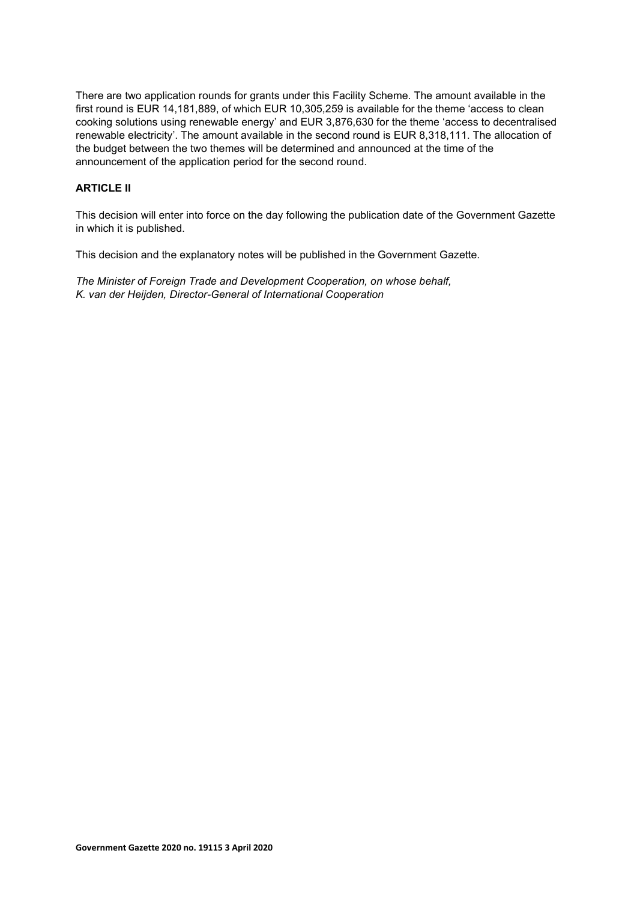There are two application rounds for grants under this Facility Scheme. The amount available in the first round is EUR 14,181,889, of which EUR 10,305,259 is available for the theme 'access to clean cooking solutions using renewable energy' and EUR 3,876,630 for the theme 'access to decentralised renewable electricity'. The amount available in the second round is EUR 8,318,111. The allocation of the budget between the two themes will be determined and announced at the time of the announcement of the application period for the second round.

**ARTICLE II**

This decision will enter into force on the day following the publication date of the Government Gazette in which it is published.

This decision and the explanatory notes will be published in the Government Gazette.

*The Minister of Foreign Trade and Development Cooperation, on whose behalf,*
*K. van der Heijden, Director-General of International Cooperation*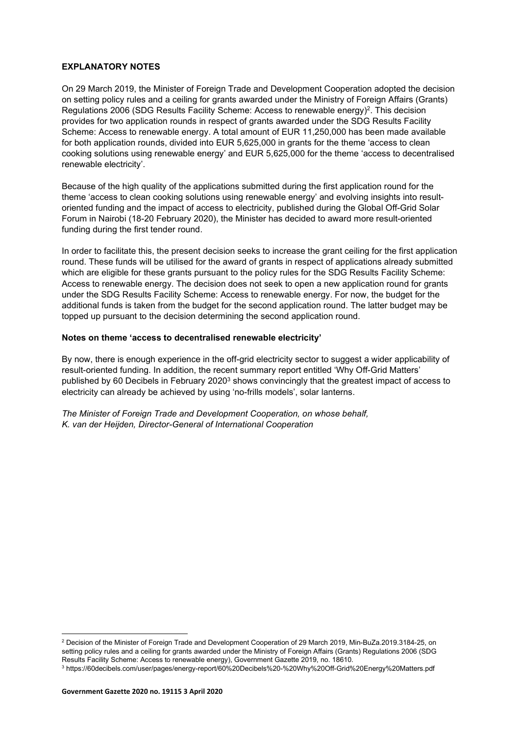**EXPLANATORY NOTES**

On 29 March 2019, the Minister of Foreign Trade and Development Cooperation adopted the decision on setting policy rules and a ceiling for grants awarded under the Ministry of Foreign Affairs (Grants) Regulations 2006 (SDG Results Facility Scheme: Access to renewable energy)[2]. This decision provides for two application rounds in respect of grants awarded under the SDG Results Facility Scheme: Access to renewable energy. A total amount of EUR 11,250,000 has been made available for both application rounds, divided into EUR 5,625,000 in grants for the theme 'access to clean cooking solutions using renewable energy' and EUR 5,625,000 for the theme 'access to decentralised renewable electricity'.

Because of the high quality of the applications submitted during the first application round for the theme 'access to clean cooking solutions using renewable energy' and evolving insights into result-oriented funding and the impact of access to electricity, published during the Global Off-Grid Solar Forum in Nairobi (18-20 February 2020), the Minister has decided to award more result-oriented funding during the first tender round.

In order to facilitate this, the present decision seeks to increase the grant ceiling for the first application round. These funds will be utilised for the award of grants in respect of applications already submitted which are eligible for these grants pursuant to the policy rules for the SDG Results Facility Scheme: Access to renewable energy. The decision does not seek to open a new application round for grants under the SDG Results Facility Scheme: Access to renewable energy. For now, the budget for the additional funds is taken from the budget for the second application round. The latter budget may be topped up pursuant to the decision determining the second application round.

**Notes on theme 'access to decentralised renewable electricity'**

By now, there is enough experience in the off-grid electricity sector to suggest a wider applicability of result-oriented funding. In addition, the recent summary report entitled 'Why Off-Grid Matters' published by 60 Decibels in February 2020[3] shows convincingly that the greatest impact of access to electricity can already be achieved by using 'no-frills models', solar lanterns.

*The Minister of Foreign Trade and Development Cooperation, on whose behalf,*
*K. van der Heijden, Director-General of International Cooperation*

---

[2] Decision of the Minister of Foreign Trade and Development Cooperation of 29 March 2019, Min-BuZa.2019.3184-25, on setting policy rules and a ceiling for grants awarded under the Ministry of Foreign Affairs (Grants) Regulations 2006 (SDG Results Facility Scheme: Access to renewable energy), Government Gazette 2019, no. 18610.

[3] https://60decibels.com/user/pages/energy-report/60%20Decibels%20-%20Why%20Off-Grid%20Energy%20Matters.pdf

**Government Gazette 2020 no. 19115 3 April 2020**